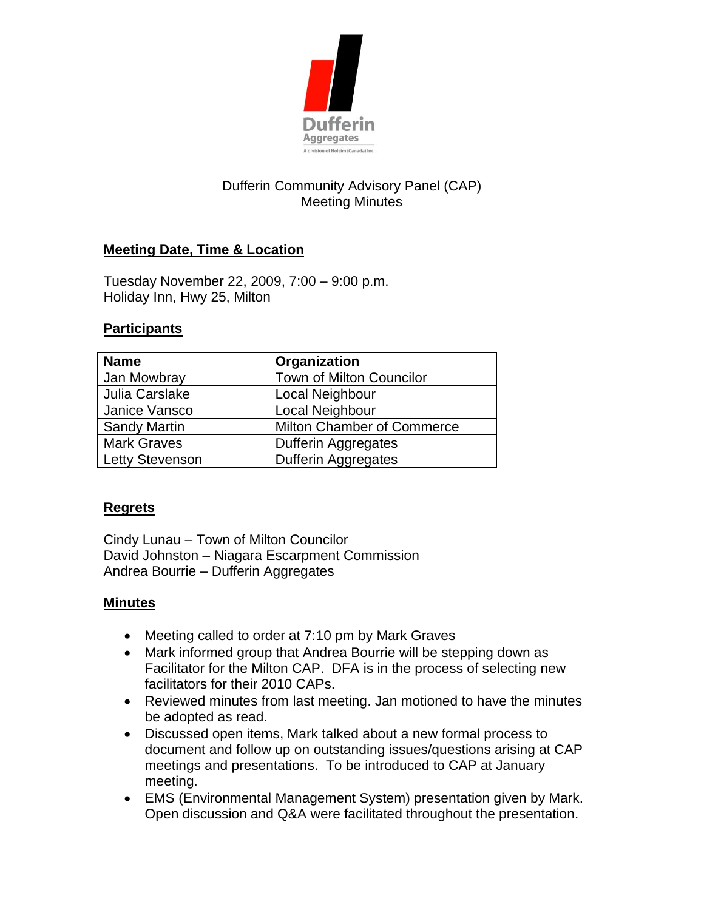Dufferin
Aggregates
A division of Holcim (Canada) Inc.

Dufferin Community Advisory Panel (CAP)
Meeting Minutes

## Meeting Date, Time & Location

Tuesday November 22, 2009, 7:00 – 9:00 p.m.
Holiday Inn, Hwy 25, Milton

## Participants

| Name | Organization |
|---|---|
| Jan Mowbray | Town of Milton Councilor |
| Julia Carslake | Local Neighbour |
| Janice Vansco | Local Neighbour |
| Sandy Martin | Milton Chamber of Commerce |
| Mark Graves | Dufferin Aggregates |
| Letty Stevenson | Dufferin Aggregates |

## Regrets

Cindy Lunau – Town of Milton Councilor
David Johnston – Niagara Escarpment Commission
Andrea Bourrie – Dufferin Aggregates

## Minutes

- Meeting called to order at 7:10 pm by Mark Graves
- Mark informed group that Andrea Bourrie will be stepping down as Facilitator for the Milton CAP. DFA is in the process of selecting new facilitators for their 2010 CAPs.
- Reviewed minutes from last meeting. Jan motioned to have the minutes be adopted as read.
- Discussed open items, Mark talked about a new formal process to document and follow up on outstanding issues/questions arising at CAP meetings and presentations. To be introduced to CAP at January meeting.
- EMS (Environmental Management System) presentation given by Mark. Open discussion and Q&A were facilitated throughout the presentation.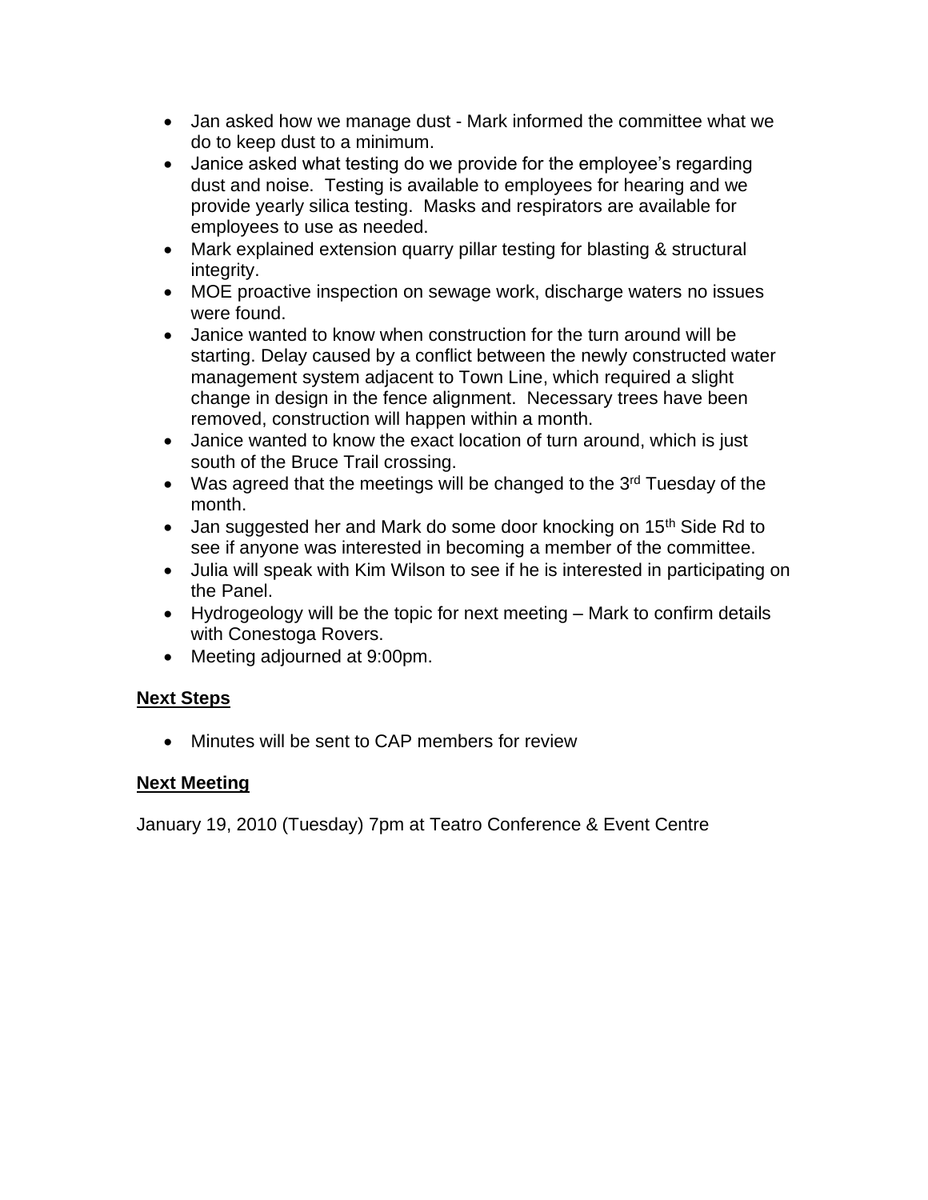- Jan asked how we manage dust - Mark informed the committee what we do to keep dust to a minimum.
- Janice asked what testing do we provide for the employee's regarding dust and noise. Testing is available to employees for hearing and we provide yearly silica testing. Masks and respirators are available for employees to use as needed.
- Mark explained extension quarry pillar testing for blasting & structural integrity.
- MOE proactive inspection on sewage work, discharge waters no issues were found.
- Janice wanted to know when construction for the turn around will be starting. Delay caused by a conflict between the newly constructed water management system adjacent to Town Line, which required a slight change in design in the fence alignment. Necessary trees have been removed, construction will happen within a month.
- Janice wanted to know the exact location of turn around, which is just south of the Bruce Trail crossing.
- Was agreed that the meetings will be changed to the 3rd Tuesday of the month.
- Jan suggested her and Mark do some door knocking on 15th Side Rd to see if anyone was interested in becoming a member of the committee.
- Julia will speak with Kim Wilson to see if he is interested in participating on the Panel.
- Hydrogeology will be the topic for next meeting – Mark to confirm details with Conestoga Rovers.
- Meeting adjourned at 9:00pm.

## Next Steps

- Minutes will be sent to CAP members for review

## Next Meeting

January 19, 2010 (Tuesday) 7pm at Teatro Conference & Event Centre